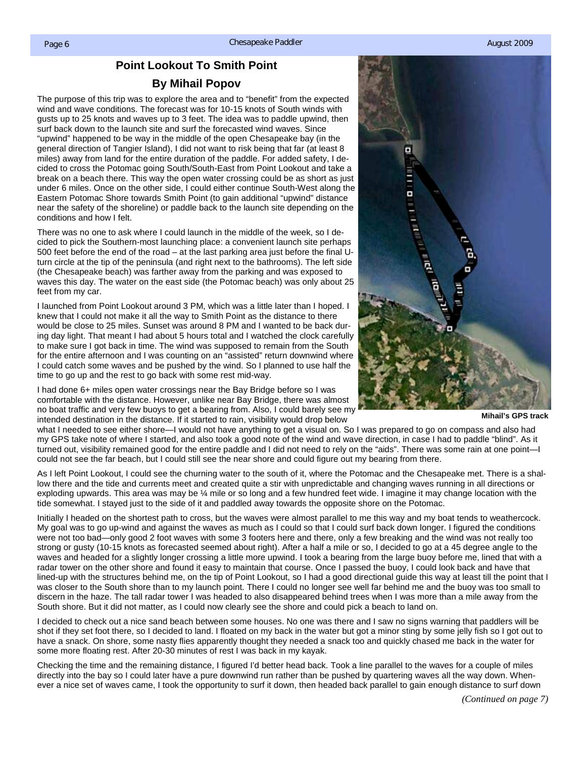# Point Lookout To Smith Point

## By Mihail Popov

The purpose of this trip was to explore the area and to "benefit" from the expected wind and wave conditions. The forecast was for 10-15 knots of South winds with gusts up to 25 knots and waves up to 3 feet. The idea was to paddle upwind, then surf back down to the launch site and surf the forecasted wind waves. Since "upwind" happened to be way in the middle of the open Chesapeake bay (in the general direction of Tangier Island), I did not want to risk being that far (at least 8 miles) away from land for the entire duration of the paddle. For added safety, I decided to cross the Potomac going South/South-East from Point Lookout and take a break on a beach there. This way the open water crossing could be as short as just under 6 miles. Once on the other side, I could either continue South-West along the Eastern Potomac Shore towards Smith Point (to gain additional "upwind" distance near the safety of the shoreline) or paddle back to the launch site depending on the conditions and how I felt.

There was no one to ask where I could launch in the middle of the week, so I decided to pick the Southern-most launching place: a convenient launch site perhaps 500 feet before the end of the road – at the last parking area just before the final U-turn circle at the tip of the peninsula (and right next to the bathrooms). The left side (the Chesapeake beach) was farther away from the parking and was exposed to waves this day. The water on the east side (the Potomac beach) was only about 25 feet from my car.

I launched from Point Lookout around 3 PM, which was a little later than I hoped. I knew that I could not make it all the way to Smith Point as the distance to there would be close to 25 miles. Sunset was around 8 PM and I wanted to be back during day light. That meant I had about 5 hours total and I watched the clock carefully to make sure I got back in time. The wind was supposed to remain from the South for the entire afternoon and I was counting on an "assisted" return downwind where I could catch some waves and be pushed by the wind. So I planned to use half the time to go up and the rest to go back with some rest mid-way.

I had done 6+ miles open water crossings near the Bay Bridge before so I was comfortable with the distance. However, unlike near Bay Bridge, there was almost no boat traffic and very few buoys to get a bearing from. Also, I could barely see my intended destination in the distance. If it started to rain, visibility would drop below what I needed to see either shore—I would not have anything to get a visual on. So I was prepared to go on compass and also had my GPS take note of where I started, and also took a good note of the wind and wave direction, in case I had to paddle "blind". As it turned out, visibility remained good for the entire paddle and I did not need to rely on the "aids". There was some rain at one point—I could not see the far beach, but I could still see the near shore and could figure out my bearing from there.

**Mihail's GPS track**

As I left Point Lookout, I could see the churning water to the south of it, where the Potomac and the Chesapeake met. There is a shallow there and the tide and currents meet and created quite a stir with unpredictable and changing waves running in all directions or exploding upwards. This area was may be ¼ mile or so long and a few hundred feet wide. I imagine it may change location with the tide somewhat. I stayed just to the side of it and paddled away towards the opposite shore on the Potomac.

Initially I headed on the shortest path to cross, but the waves were almost parallel to me this way and my boat tends to weathercock. My goal was to go up-wind and against the waves as much as I could so that I could surf back down longer. I figured the conditions were not too bad—only good 2 foot waves with some 3 footers here and there, only a few breaking and the wind was not really too strong or gusty (10-15 knots as forecasted seemed about right). After a half a mile or so, I decided to go at a 45 degree angle to the waves and headed for a slightly longer crossing a little more upwind. I took a bearing from the large buoy before me, lined that with a radar tower on the other shore and found it easy to maintain that course. Once I passed the buoy, I could look back and have that lined-up with the structures behind me, on the tip of Point Lookout, so I had a good directional guide this way at least till the point that I was closer to the South shore than to my launch point. There I could no longer see well far behind me and the buoy was too small to discern in the haze. The tall radar tower I was headed to also disappeared behind trees when I was more than a mile away from the South shore. But it did not matter, as I could now clearly see the shore and could pick a beach to land on.

I decided to check out a nice sand beach between some houses. No one was there and I saw no signs warning that paddlers will be shot if they set foot there, so I decided to land. I floated on my back in the water but got a minor sting by some jelly fish so I got out to have a snack. On shore, some nasty flies apparently thought they needed a snack too and quickly chased me back in the water for some more floating rest. After 20-30 minutes of rest I was back in my kayak.

Checking the time and the remaining distance, I figured I'd better head back. Took a line parallel to the waves for a couple of miles directly into the bay so I could later have a pure downwind run rather than be pushed by quartering waves all the way down. Whenever a nice set of waves came, I took the opportunity to surf it down, then headed back parallel to gain enough distance to surf down

*(Continued on page 7)*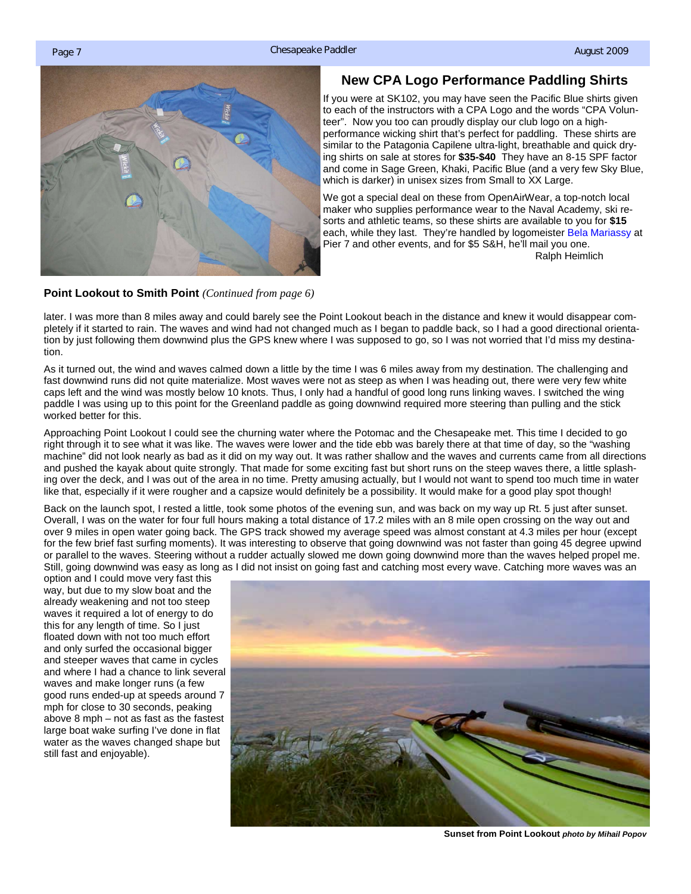## New CPA Logo Performance Paddling Shirts

If you were at SK102, you may have seen the Pacific Blue shirts given to each of the instructors with a CPA Logo and the words "CPA Volunteer". Now you too can proudly display our club logo on a high-performance wicking shirt that's perfect for paddling. These shirts are similar to the Patagonia Capilene ultra-light, breathable and quick drying shirts on sale at stores for **$35-$40** They have an 8-15 SPF factor and come in Sage Green, Khaki, Pacific Blue (and a very few Sky Blue, which is darker) in unisex sizes from Small to XX Large.

We got a special deal on these from OpenAirWear, a top-notch local maker who supplies performance wear to the Naval Academy, ski resorts and athletic teams, so these shirts are available to you for **$15** each, while they last. They're handled by logomeister Bela Mariassy at Pier 7 and other events, and for $5 S&H, he'll mail you one.

Ralph Heimlich

**Point Lookout to Smith Point** *(Continued from page 6)*

later. I was more than 8 miles away and could barely see the Point Lookout beach in the distance and knew it would disappear completely if it started to rain. The waves and wind had not changed much as I began to paddle back, so I had a good directional orientation by just following them downwind plus the GPS knew where I was supposed to go, so I was not worried that I'd miss my destination.

As it turned out, the wind and waves calmed down a little by the time I was 6 miles away from my destination. The challenging and fast downwind runs did not quite materialize. Most waves were not as steep as when I was heading out, there were very few white caps left and the wind was mostly below 10 knots. Thus, I only had a handful of good long runs linking waves. I switched the wing paddle I was using up to this point for the Greenland paddle as going downwind required more steering than pulling and the stick worked better for this.

Approaching Point Lookout I could see the churning water where the Potomac and the Chesapeake met. This time I decided to go right through it to see what it was like. The waves were lower and the tide ebb was barely there at that time of day, so the "washing machine" did not look nearly as bad as it did on my way out. It was rather shallow and the waves and currents came from all directions and pushed the kayak about quite strongly. That made for some exciting fast but short runs on the steep waves there, a little splashing over the deck, and I was out of the area in no time. Pretty amusing actually, but I would not want to spend too much time in water like that, especially if it were rougher and a capsize would definitely be a possibility. It would make for a good play spot though!

Back on the launch spot, I rested a little, took some photos of the evening sun, and was back on my way up Rt. 5 just after sunset. Overall, I was on the water for four full hours making a total distance of 17.2 miles with an 8 mile open crossing on the way out and over 9 miles in open water going back. The GPS track showed my average speed was almost constant at 4.3 miles per hour (except for the few brief fast surfing moments). It was interesting to observe that going downwind was not faster than going 45 degree upwind or parallel to the waves. Steering without a rudder actually slowed me down going downwind more than the waves helped propel me. Still, going downwind was easy as long as I did not insist on going fast and catching most every wave. Catching more waves was an option and I could move very fast this way, but due to my slow boat and the already weakening and not too steep waves it required a lot of energy to do this for any length of time. So I just floated down with not too much effort and only surfed the occasional bigger and steeper waves that came in cycles and where I had a chance to link several waves and make longer runs (a few good runs ended-up at speeds around 7 mph for close to 30 seconds, peaking above 8 mph – not as fast as the fastest large boat wake surfing I've done in flat water as the waves changed shape but still fast and enjoyable).

**Sunset from Point Lookout** ***photo by Mihail Popov***